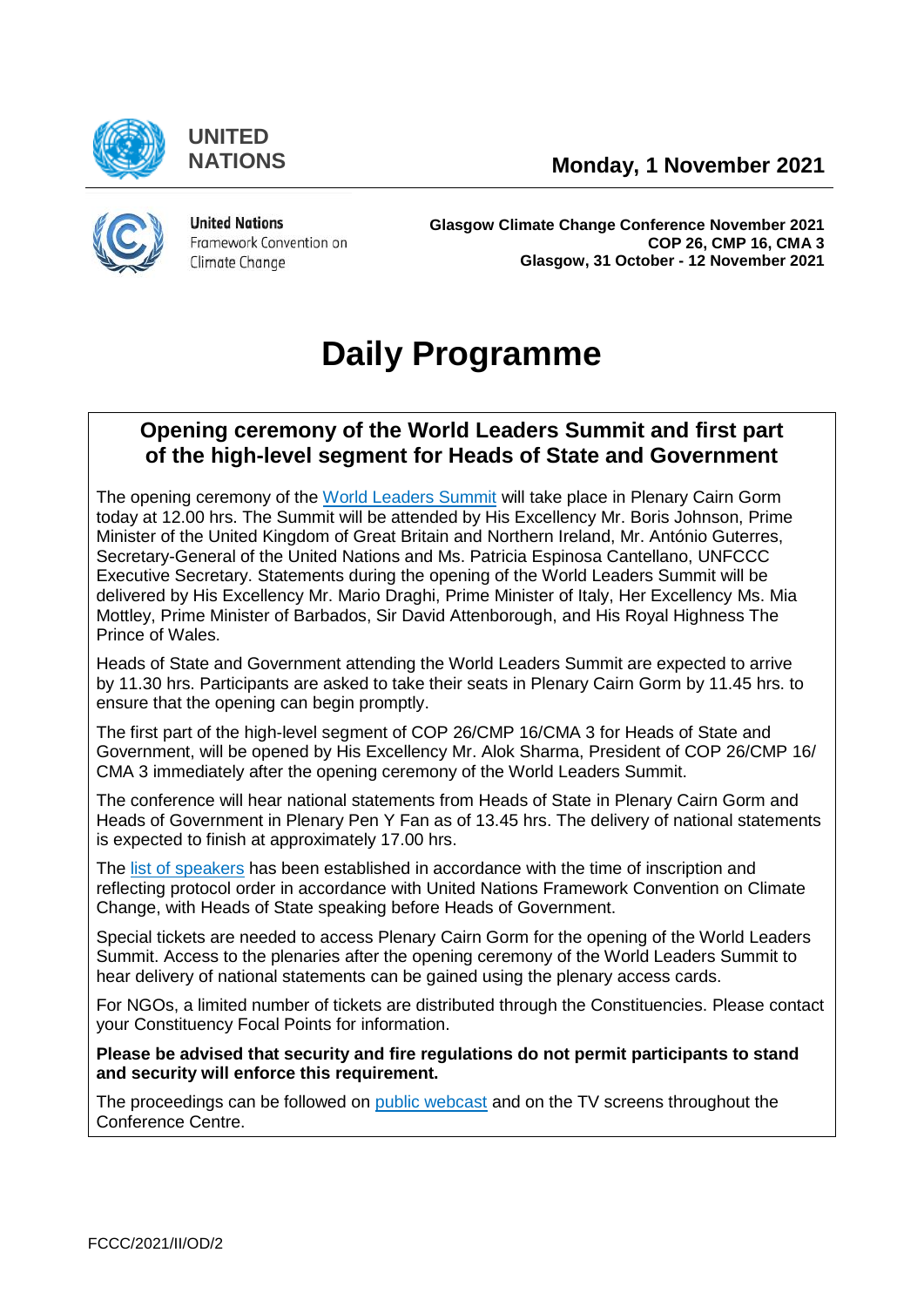UNITED NATIONS

**Monday, 1 November 2021**

United Nations
Framework Convention on
Climate Change

**Glasgow Climate Change Conference November 2021**
**COP 26, CMP 16, CMA 3**
**Glasgow, 31 October - 12 November 2021**

# Daily Programme

## Opening ceremony of the World Leaders Summit and first part of the high-level segment for Heads of State and Government

The opening ceremony of the World Leaders Summit will take place in Plenary Cairn Gorm today at 12.00 hrs. The Summit will be attended by His Excellency Mr. Boris Johnson, Prime Minister of the United Kingdom of Great Britain and Northern Ireland, Mr. António Guterres, Secretary-General of the United Nations and Ms. Patricia Espinosa Cantellano, UNFCCC Executive Secretary. Statements during the opening of the World Leaders Summit will be delivered by His Excellency Mr. Mario Draghi, Prime Minister of Italy, Her Excellency Ms. Mia Mottley, Prime Minister of Barbados, Sir David Attenborough, and His Royal Highness The Prince of Wales.

Heads of State and Government attending the World Leaders Summit are expected to arrive by 11.30 hrs. Participants are asked to take their seats in Plenary Cairn Gorm by 11.45 hrs. to ensure that the opening can begin promptly.

The first part of the high-level segment of COP 26/CMP 16/CMA 3 for Heads of State and Government, will be opened by His Excellency Mr. Alok Sharma, President of COP 26/CMP 16/ CMA 3 immediately after the opening ceremony of the World Leaders Summit.

The conference will hear national statements from Heads of State in Plenary Cairn Gorm and Heads of Government in Plenary Pen Y Fan as of 13.45 hrs. The delivery of national statements is expected to finish at approximately 17.00 hrs.

The list of speakers has been established in accordance with the time of inscription and reflecting protocol order in accordance with United Nations Framework Convention on Climate Change, with Heads of State speaking before Heads of Government.

Special tickets are needed to access Plenary Cairn Gorm for the opening of the World Leaders Summit. Access to the plenaries after the opening ceremony of the World Leaders Summit to hear delivery of national statements can be gained using the plenary access cards.

For NGOs, a limited number of tickets are distributed through the Constituencies. Please contact your Constituency Focal Points for information.

**Please be advised that security and fire regulations do not permit participants to stand and security will enforce this requirement.**

The proceedings can be followed on public webcast and on the TV screens throughout the Conference Centre.

FCCC/2021/II/OD/2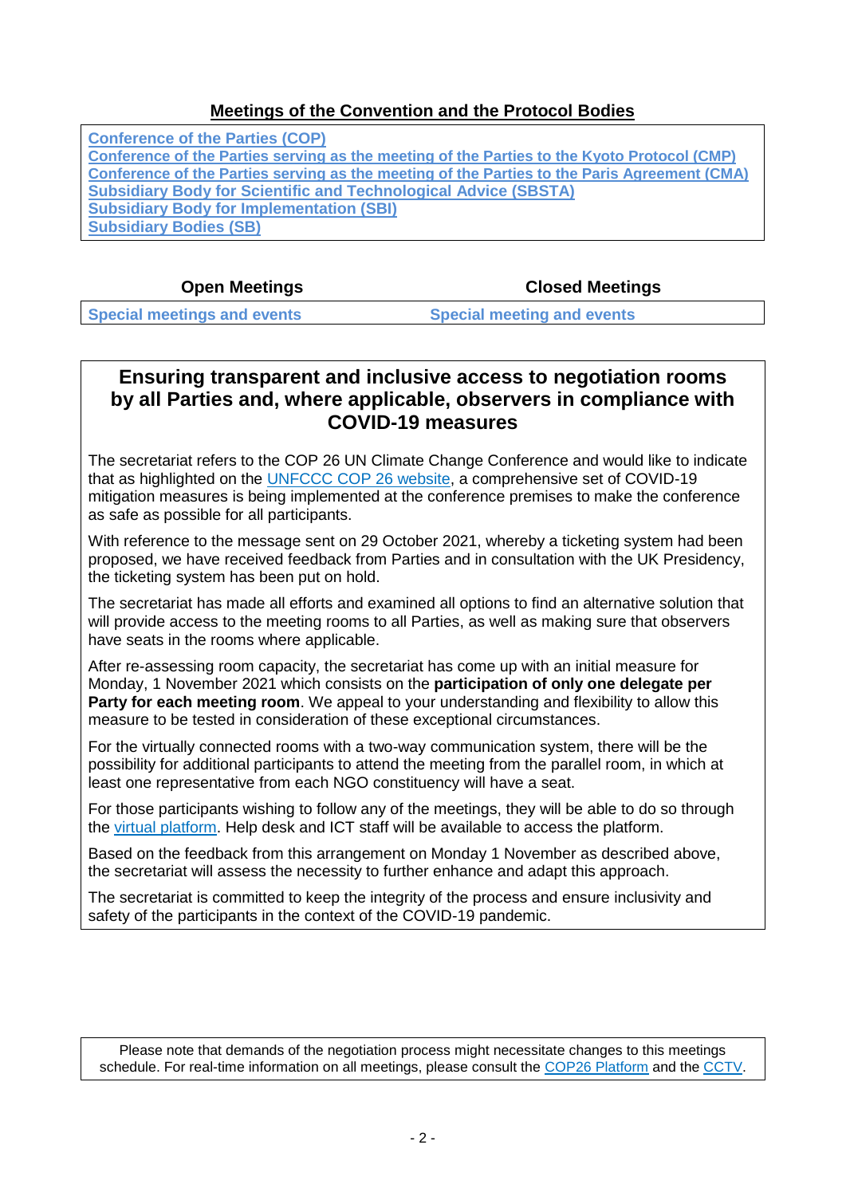## Meetings of the Convention and the Protocol Bodies

**Conference of the Parties (COP)**
**Conference of the Parties serving as the meeting of the Parties to the Kyoto Protocol (CMP)**
**Conference of the Parties serving as the meeting of the Parties to the Paris Agreement (CMA)**
**Subsidiary Body for Scientific and Technological Advice (SBSTA)**
**Subsidiary Body for Implementation (SBI)**
**Subsidiary Bodies (SB)**

| Open Meetings | Closed Meetings |
|---|---|
| **Special meetings and events** | **Special meeting and events** |

## Ensuring transparent and inclusive access to negotiation rooms by all Parties and, where applicable, observers in compliance with COVID-19 measures

The secretariat refers to the COP 26 UN Climate Change Conference and would like to indicate that as highlighted on the UNFCCC COP 26 website, a comprehensive set of COVID-19 mitigation measures is being implemented at the conference premises to make the conference as safe as possible for all participants.

With reference to the message sent on 29 October 2021, whereby a ticketing system had been proposed, we have received feedback from Parties and in consultation with the UK Presidency, the ticketing system has been put on hold.

The secretariat has made all efforts and examined all options to find an alternative solution that will provide access to the meeting rooms to all Parties, as well as making sure that observers have seats in the rooms where applicable.

After re-assessing room capacity, the secretariat has come up with an initial measure for Monday, 1 November 2021 which consists on the **participation of only one delegate per Party for each meeting room**. We appeal to your understanding and flexibility to allow this measure to be tested in consideration of these exceptional circumstances.

For the virtually connected rooms with a two-way communication system, there will be the possibility for additional participants to attend the meeting from the parallel room, in which at least one representative from each NGO constituency will have a seat.

For those participants wishing to follow any of the meetings, they will be able to do so through the virtual platform. Help desk and ICT staff will be available to access the platform.

Based on the feedback from this arrangement on Monday 1 November as described above, the secretariat will assess the necessity to further enhance and adapt this approach.

The secretariat is committed to keep the integrity of the process and ensure inclusivity and safety of the participants in the context of the COVID-19 pandemic.

Please note that demands of the negotiation process might necessitate changes to this meetings schedule. For real-time information on all meetings, please consult the COP26 Platform and the CCTV.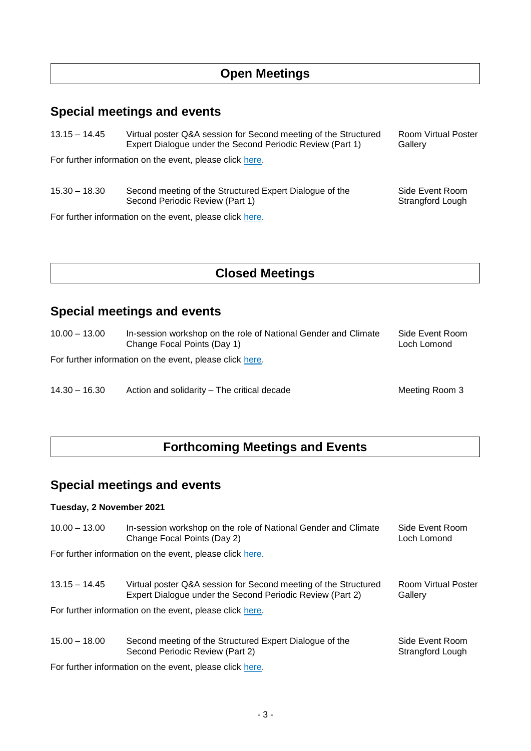# Open Meetings

## Special meetings and events

| | | |
|---|---|---|
| 13.15 – 14.45 | Virtual poster Q&A session for Second meeting of the Structured Expert Dialogue under the Second Periodic Review (Part 1) | Room Virtual Poster Gallery |

For further information on the event, please click here.

| | | |
|---|---|---|
| 15.30 – 18.30 | Second meeting of the Structured Expert Dialogue of the Second Periodic Review (Part 1) | Side Event Room Strangford Lough |

For further information on the event, please click here.

# Closed Meetings

## Special meetings and events

| | | |
|---|---|---|
| 10.00 – 13.00 | In-session workshop on the role of National Gender and Climate Change Focal Points (Day 1) | Side Event Room Loch Lomond |

For further information on the event, please click here.

| | | |
|---|---|---|
| 14.30 – 16.30 | Action and solidarity – The critical decade | Meeting Room 3 |

# Forthcoming Meetings and Events

## Special meetings and events

**Tuesday, 2 November 2021**

| | | |
|---|---|---|
| 10.00 – 13.00 | In-session workshop on the role of National Gender and Climate Change Focal Points (Day 2) | Side Event Room Loch Lomond |

For further information on the event, please click here.

| | | |
|---|---|---|
| 13.15 – 14.45 | Virtual poster Q&A session for Second meeting of the Structured Expert Dialogue under the Second Periodic Review (Part 2) | Room Virtual Poster Gallery |

For further information on the event, please click here.

| | | |
|---|---|---|
| 15.00 – 18.00 | Second meeting of the Structured Expert Dialogue of the Second Periodic Review (Part 2) | Side Event Room Strangford Lough |

For further information on the event, please click here.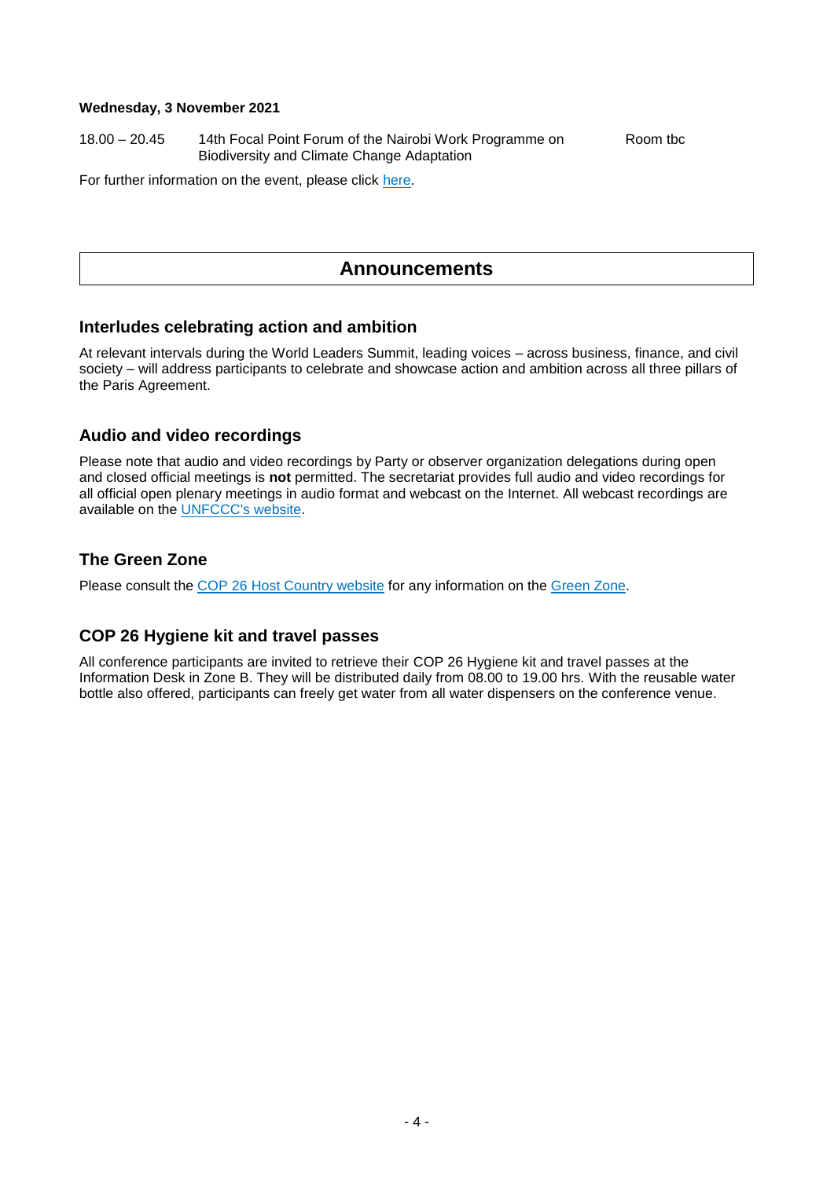**Wednesday, 3 November 2021**

| | | |
|---|---|---|
| 18.00 – 20.45 | 14th Focal Point Forum of the Nairobi Work Programme on Biodiversity and Climate Change Adaptation | Room tbc |

For further information on the event, please click here.

# Announcements

## Interludes celebrating action and ambition

At relevant intervals during the World Leaders Summit, leading voices – across business, finance, and civil society – will address participants to celebrate and showcase action and ambition across all three pillars of the Paris Agreement.

## Audio and video recordings

Please note that audio and video recordings by Party or observer organization delegations during open and closed official meetings is **not** permitted. The secretariat provides full audio and video recordings for all official open plenary meetings in audio format and webcast on the Internet. All webcast recordings are available on the UNFCCC's website.

## The Green Zone

Please consult the COP 26 Host Country website for any information on the Green Zone.

## COP 26 Hygiene kit and travel passes

All conference participants are invited to retrieve their COP 26 Hygiene kit and travel passes at the Information Desk in Zone B. They will be distributed daily from 08.00 to 19.00 hrs. With the reusable water bottle also offered, participants can freely get water from all water dispensers on the conference venue.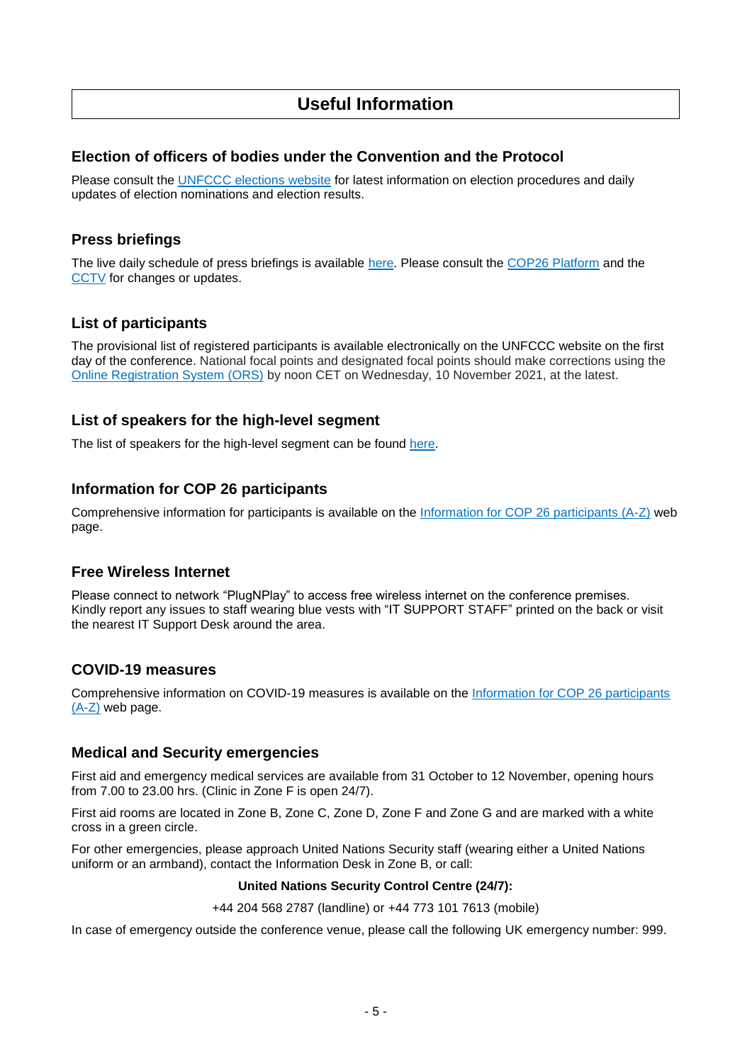## Useful Information

### Election of officers of bodies under the Convention and the Protocol

Please consult the UNFCCC elections website for latest information on election procedures and daily updates of election nominations and election results.

### Press briefings

The live daily schedule of press briefings is available here. Please consult the COP26 Platform and the CCTV for changes or updates.

### List of participants

The provisional list of registered participants is available electronically on the UNFCCC website on the first day of the conference. National focal points and designated focal points should make corrections using the Online Registration System (ORS) by noon CET on Wednesday, 10 November 2021, at the latest.

### List of speakers for the high-level segment

The list of speakers for the high-level segment can be found here.

### Information for COP 26 participants

Comprehensive information for participants is available on the Information for COP 26 participants (A-Z) web page.

### Free Wireless Internet

Please connect to network "PlugNPlay" to access free wireless internet on the conference premises. Kindly report any issues to staff wearing blue vests with "IT SUPPORT STAFF" printed on the back or visit the nearest IT Support Desk around the area.

### COVID-19 measures

Comprehensive information on COVID-19 measures is available on the Information for COP 26 participants (A-Z) web page.

### Medical and Security emergencies

First aid and emergency medical services are available from 31 October to 12 November, opening hours from 7.00 to 23.00 hrs. (Clinic in Zone F is open 24/7).

First aid rooms are located in Zone B, Zone C, Zone D, Zone F and Zone G and are marked with a white cross in a green circle.

For other emergencies, please approach United Nations Security staff (wearing either a United Nations uniform or an armband), contact the Information Desk in Zone B, or call:

**United Nations Security Control Centre (24/7):**

+44 204 568 2787 (landline) or +44 773 101 7613 (mobile)

In case of emergency outside the conference venue, please call the following UK emergency number: 999.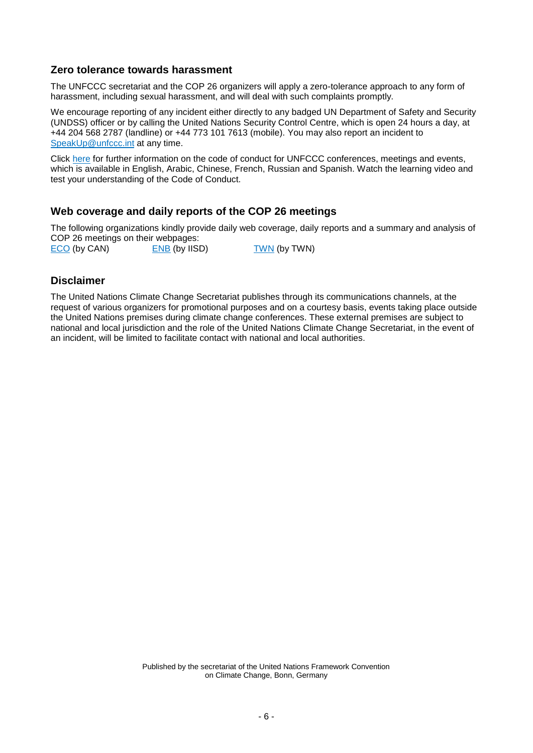## Zero tolerance towards harassment

The UNFCCC secretariat and the COP 26 organizers will apply a zero-tolerance approach to any form of harassment, including sexual harassment, and will deal with such complaints promptly.

We encourage reporting of any incident either directly to any badged UN Department of Safety and Security (UNDSS) officer or by calling the United Nations Security Control Centre, which is open 24 hours a day, at +44 204 568 2787 (landline) or +44 773 101 7613 (mobile). You may also report an incident to SpeakUp@unfccc.int at any time.

Click here for further information on the code of conduct for UNFCCC conferences, meetings and events, which is available in English, Arabic, Chinese, French, Russian and Spanish. Watch the learning video and test your understanding of the Code of Conduct.

## Web coverage and daily reports of the COP 26 meetings

The following organizations kindly provide daily web coverage, daily reports and a summary and analysis of COP 26 meetings on their webpages:

ECO (by CAN) ENB (by IISD) TWN (by TWN)

## Disclaimer

The United Nations Climate Change Secretariat publishes through its communications channels, at the request of various organizers for promotional purposes and on a courtesy basis, events taking place outside the United Nations premises during climate change conferences. These external premises are subject to national and local jurisdiction and the role of the United Nations Climate Change Secretariat, in the event of an incident, will be limited to facilitate contact with national and local authorities.

Published by the secretariat of the United Nations Framework Convention on Climate Change, Bonn, Germany